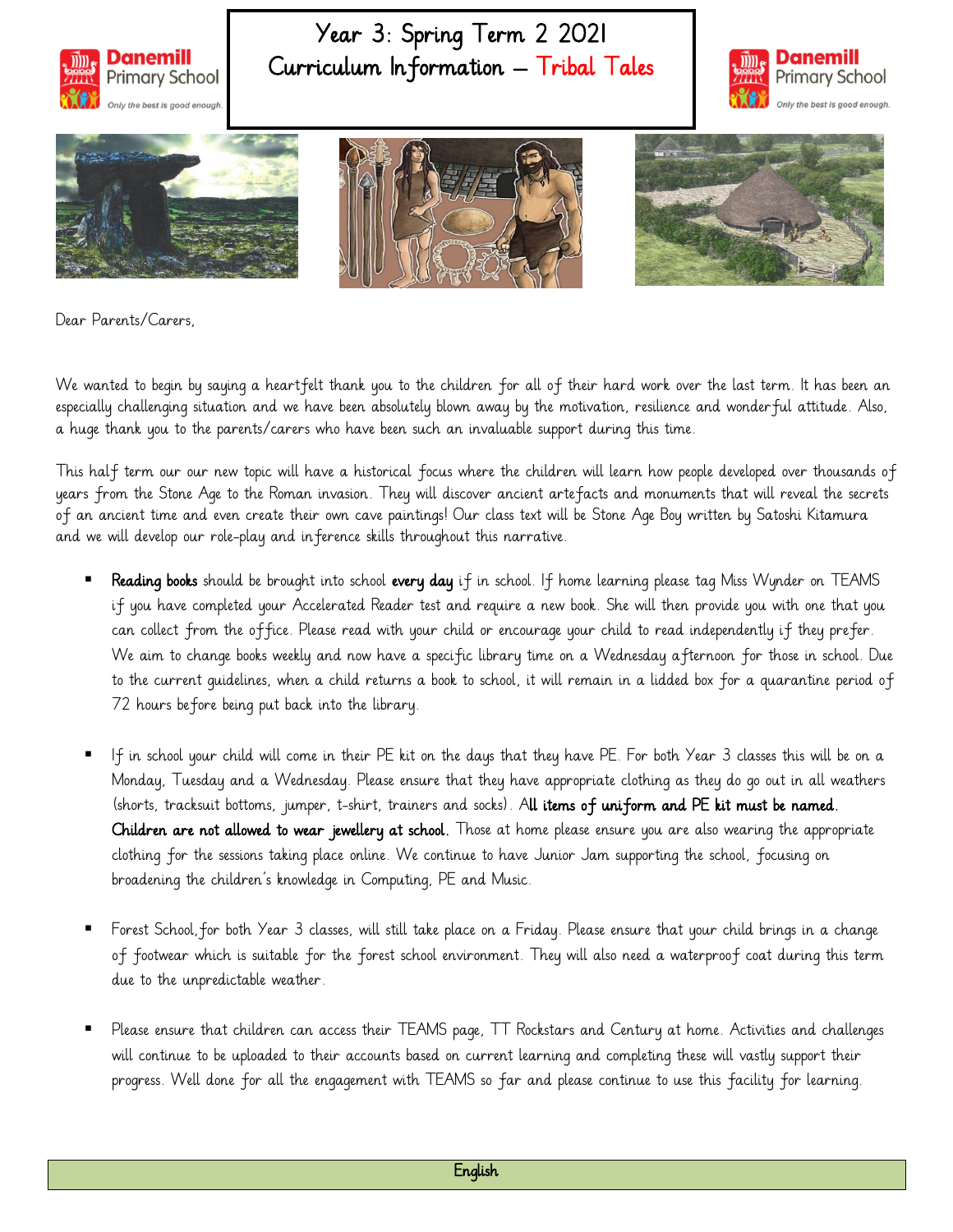# Year 3: Spring Term 2 2021
# Curriculum Information – Tribal Tales

Danemill Primary School
*Only the best is good enough.*

Dear Parents/Carers,

We wanted to begin by saying a heartfelt thank you to the children for all of their hard work over the last term. It has been an especially challenging situation and we have been absolutely blown away by the motivation, resilience and wonderful attitude. Also, a huge thank you to the parents/carers who have been such an invaluable support during this time.

This half term our our new topic will have a historical focus where the children will learn how people developed over thousands of years from the Stone Age to the Roman invasion. They will discover ancient artefacts and monuments that will reveal the secrets of an ancient time and even create their own cave paintings! Our class text will be Stone Age Boy written by Satoshi Kitamura and we will develop our role-play and inference skills throughout this narrative.

- **Reading books** should be brought into school **every day** if in school. If home learning please tag Miss Wynder on TEAMS if you have completed your Accelerated Reader test and require a new book. She will then provide you with one that you can collect from the office. Please read with your child or encourage your child to read independently if they prefer. We aim to change books weekly and now have a specific library time on a Wednesday afternoon for those in school. Due to the current guidelines, when a child returns a book to school, it will remain in a lidded box for a quarantine period of 72 hours before being put back into the library.

- If in school your child will come in their PE kit on the days that they have PE. For both Year 3 classes this will be on a Monday, Tuesday and a Wednesday. Please ensure that they have appropriate clothing as they do go out in all weathers (shorts, tracksuit bottoms, jumper, t-shirt, trainers and socks). **All items of uniform and PE kit must be named. Children are not allowed to wear jewellery at school.** Those at home please ensure you are also wearing the appropriate clothing for the sessions taking place online. We continue to have Junior Jam supporting the school, focusing on broadening the children's knowledge in Computing, PE and Music.

- Forest School, for both Year 3 classes, will still take place on a Friday. Please ensure that your child brings in a change of footwear which is suitable for the forest school environment. They will also need a waterproof coat during this term due to the unpredictable weather.

- Please ensure that children can access their TEAMS page, TT Rockstars and Century at home. Activities and challenges will continue to be uploaded to their accounts based on current learning and completing these will vastly support their progress. Well done for all the engagement with TEAMS so far and please continue to use this facility for learning.

## English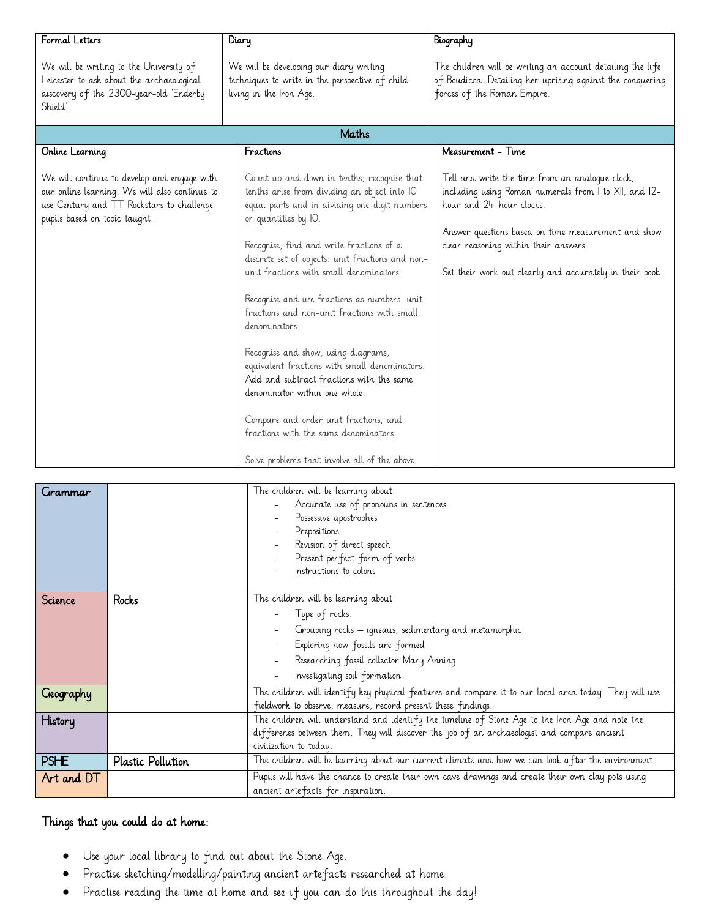| Formal Letters | Diary | Biography |
|---|---|---|
| We will be writing to the University of Leicester to ask about the archaeological discovery of the 2300-year-old 'Enderby Shield'. | We will be developing our diary writing techniques to write in the perspective of child living in the Iron Age. | The children will be writing an account detailing the life of Boudicca. Detailing her uprising against the conquering forces of the Roman Empire. |

| Maths | | |
|---|---|---|
| **Online Learning** | **Fractions** | **Measurement – Time** |
| We will continue to develop and engage with our online learning. We will also continue to use Century and TT Rockstars to challenge pupils based on topic taught. | Count up and down in tenths; recognise that tenths arise from dividing an object into 10 equal parts and in dividing one-digit numbers or quantities by 10.<br><br>Recognise, find and write fractions of a discrete set of objects: unit fractions and non-unit fractions with small denominators.<br><br>Recognise and use fractions as numbers: unit fractions and non-unit fractions with small denominators.<br><br>Recognise and show, using diagrams, equivalent fractions with small denominators. Add and subtract fractions with the same denominator within one whole.<br><br>Compare and order unit fractions, and fractions with the same denominators.<br><br>Solve problems that involve all of the above. | Tell and write the time from an analogue clock, including using Roman numerals from I to XII, and 12-hour and 24-hour clocks.<br><br>Answer questions based on time measurement and show clear reasoning within their answers.<br><br>Set their work out clearly and accurately in their book. |

| Subject | Topic | Content |
|---|---|---|
| Grammar | | The children will be learning about:<br>- Accurate use of pronouns in sentences<br>- Possessive apostrophes<br>- Prepositions<br>- Revision of direct speech<br>- Present perfect form of verbs<br>- Instructions to colons |
| Science | Rocks | The children will be learning about:<br>- Type of rocks.<br>- Grouping rocks – igneaus, sedimentary and metamorphic<br>- Exploring how fossils are formed<br>- Researching fossil collector Mary Anning<br>- Investigating soil formation |
| Geography | | The children will identify key physical features and compare it to our local area today. They will use fieldwork to observe, measure, record present these findings. |
| History | | The children will understand and identify the timeline of Stone Age to the Iron Age and note the differenes between them. They will discover the job of an archaeologist and compare ancient civilization to today. |
| PSHE | Plastic Pollution | The children will be learning about our current climate and how we can look after the environment. |
| Art and DT | | Pupils will have the chance to create their own cave drawings and create their own clay pots using ancient artefacts for inspiration. |

## Things that you could do at home:

- Use your local library to find out about the Stone Age.
- Practise sketching/modelling/painting ancient artefacts researched at home.
- Practise reading the time at home and see if you can do this throughout the day!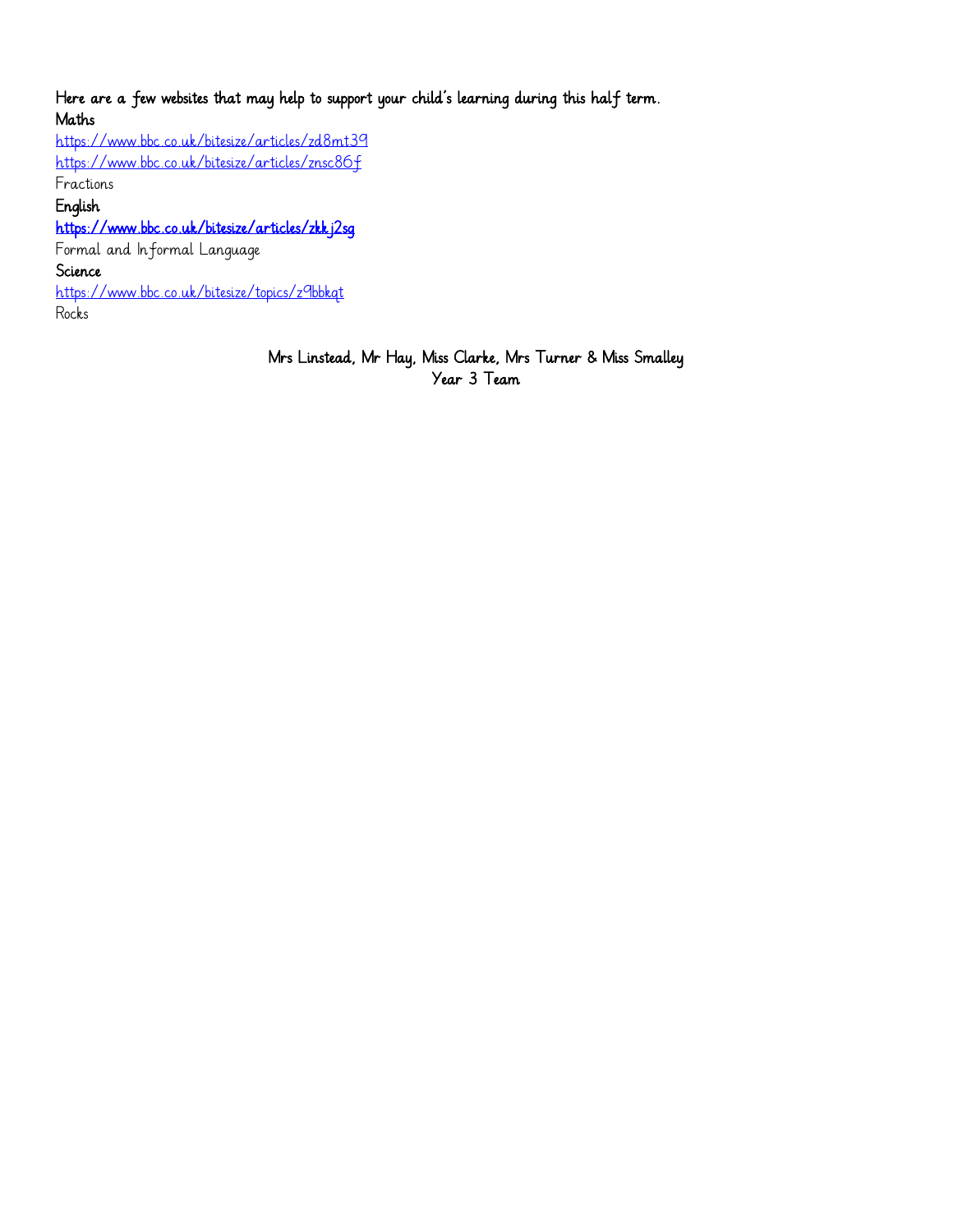**Here are a few websites that may help to support your child's learning during this half term.**

**Maths**

https://www.bbc.co.uk/bitesize/articles/zd8mt39

https://www.bbc.co.uk/bitesize/articles/znsc86f

Fractions

**English**

**https://www.bbc.co.uk/bitesize/articles/zkkj2sg**

Formal and Informal Language

**Science**

https://www.bbc.co.uk/bitesize/topics/z9bbkqt

Rocks

**Mrs Linstead, Mr Hay, Miss Clarke, Mrs Turner & Miss Smalley**
**Year 3 Team**